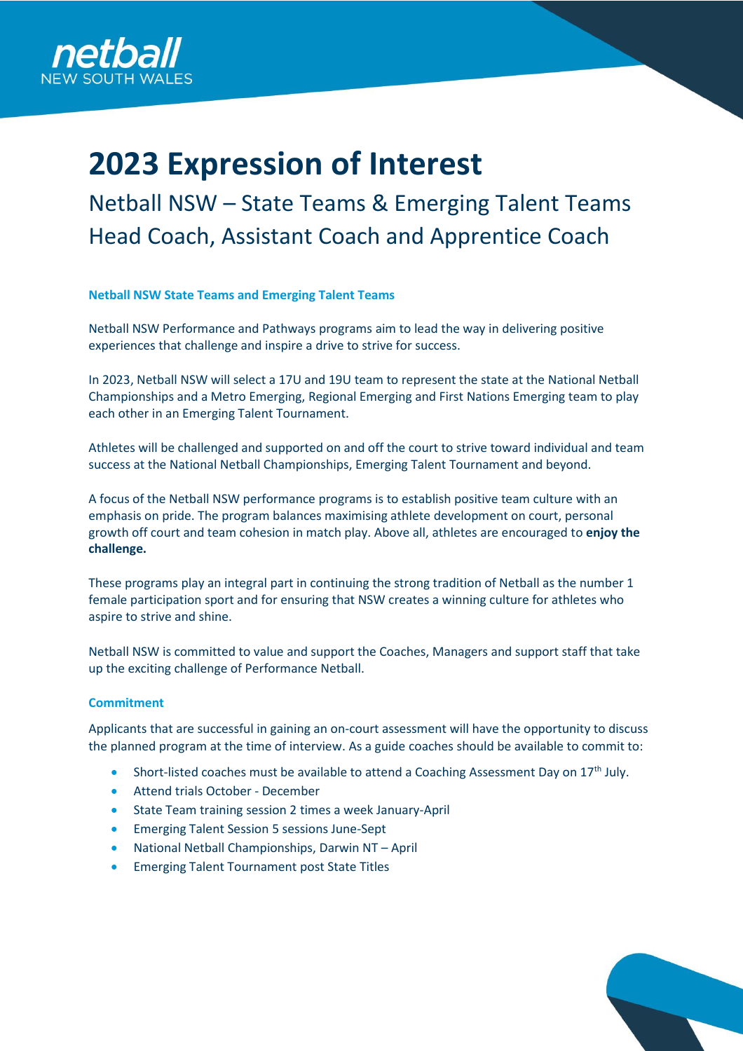netball
NEW SOUTH WALES

# 2023 Expression of Interest

## Netball NSW – State Teams & Emerging Talent Teams Head Coach, Assistant Coach and Apprentice Coach

### Netball NSW State Teams and Emerging Talent Teams

Netball NSW Performance and Pathways programs aim to lead the way in delivering positive experiences that challenge and inspire a drive to strive for success.

In 2023, Netball NSW will select a 17U and 19U team to represent the state at the National Netball Championships and a Metro Emerging, Regional Emerging and First Nations Emerging team to play each other in an Emerging Talent Tournament.

Athletes will be challenged and supported on and off the court to strive toward individual and team success at the National Netball Championships, Emerging Talent Tournament and beyond.

A focus of the Netball NSW performance programs is to establish positive team culture with an emphasis on pride. The program balances maximising athlete development on court, personal growth off court and team cohesion in match play. Above all, athletes are encouraged to **enjoy the challenge.**

These programs play an integral part in continuing the strong tradition of Netball as the number 1 female participation sport and for ensuring that NSW creates a winning culture for athletes who aspire to strive and shine.

Netball NSW is committed to value and support the Coaches, Managers and support staff that take up the exciting challenge of Performance Netball.

### Commitment

Applicants that are successful in gaining an on-court assessment will have the opportunity to discuss the planned program at the time of interview. As a guide coaches should be available to commit to:

- Short-listed coaches must be available to attend a Coaching Assessment Day on 17th July.
- Attend trials October - December
- State Team training session 2 times a week January-April
- Emerging Talent Session 5 sessions June-Sept
- National Netball Championships, Darwin NT – April
- Emerging Talent Tournament post State Titles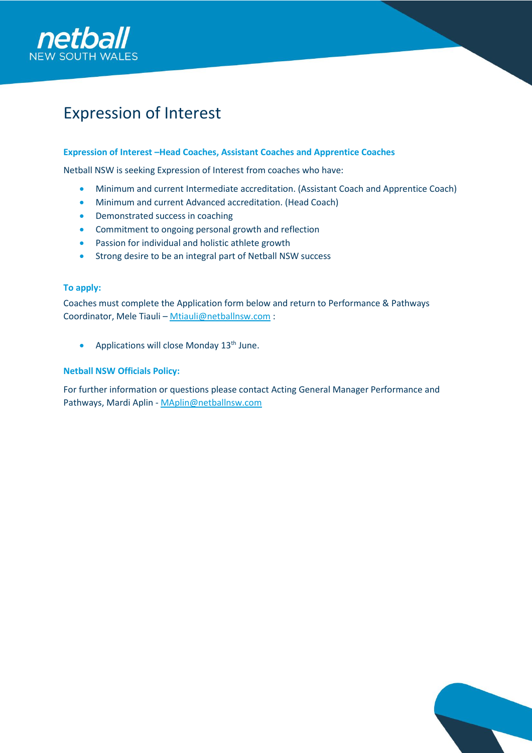# Expression of Interest

### Expression of Interest –Head Coaches, Assistant Coaches and Apprentice Coaches

Netball NSW is seeking Expression of Interest from coaches who have:

- Minimum and current Intermediate accreditation. (Assistant Coach and Apprentice Coach)
- Minimum and current Advanced accreditation. (Head Coach)
- Demonstrated success in coaching
- Commitment to ongoing personal growth and reflection
- Passion for individual and holistic athlete growth
- Strong desire to be an integral part of Netball NSW success

### To apply:

Coaches must complete the Application form below and return to Performance & Pathways Coordinator, Mele Tiauli – Mtiauli@netballnsw.com :

- Applications will close Monday 13th June.

### Netball NSW Officials Policy:

For further information or questions please contact Acting General Manager Performance and Pathways, Mardi Aplin - MAplin@netballnsw.com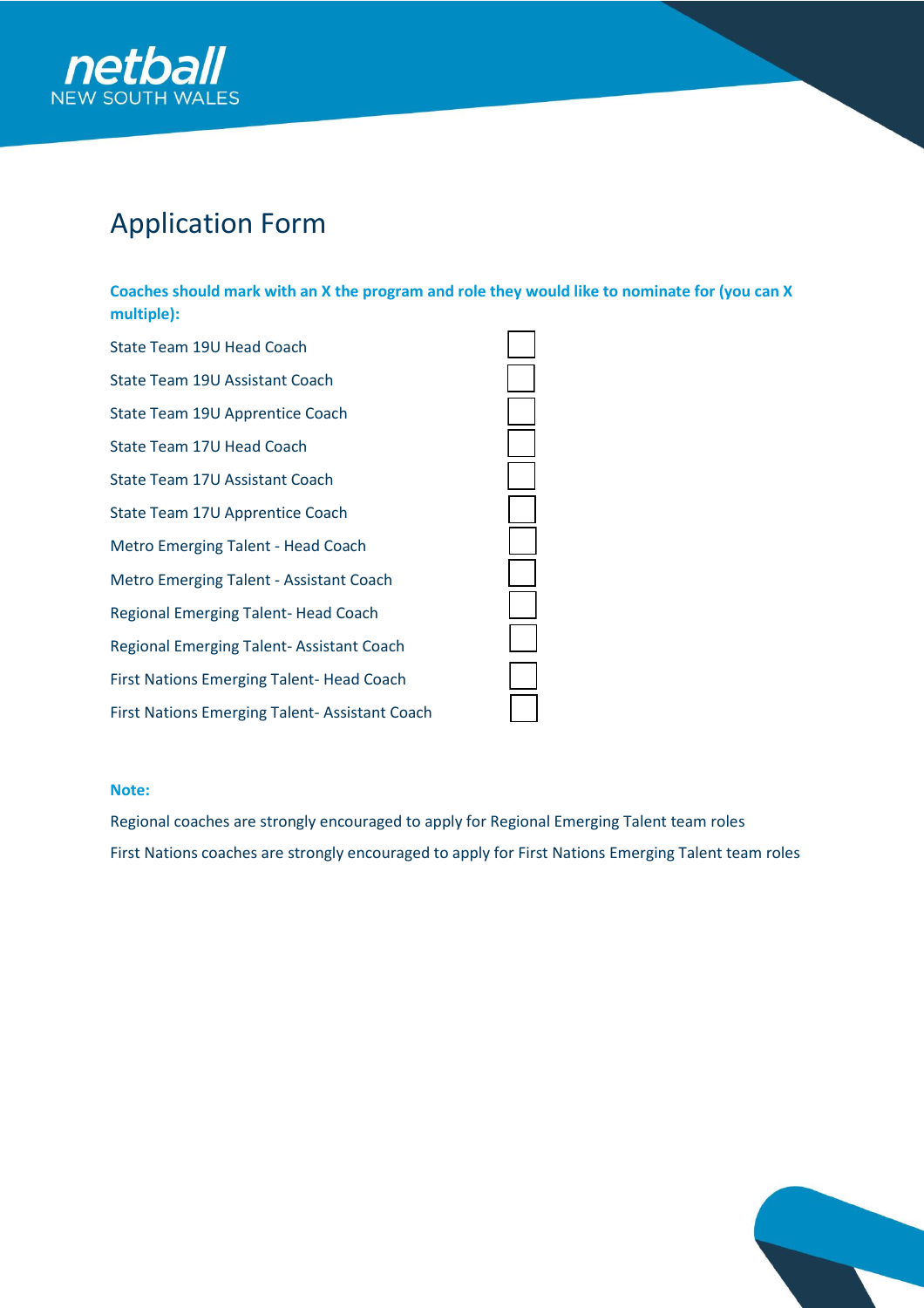# Application Form

**Coaches should mark with an X the program and role they would like to nominate for (you can X multiple):**

| Role | |
|---|---|
| State Team 19U Head Coach | ☐ |
| State Team 19U Assistant Coach | ☐ |
| State Team 19U Apprentice Coach | ☐ |
| State Team 17U Head Coach | ☐ |
| State Team 17U Assistant Coach | ☐ |
| State Team 17U Apprentice Coach | ☐ |
| Metro Emerging Talent - Head Coach | ☐ |
| Metro Emerging Talent - Assistant Coach | ☐ |
| Regional Emerging Talent- Head Coach | ☐ |
| Regional Emerging Talent- Assistant Coach | ☐ |
| First Nations Emerging Talent- Head Coach | ☐ |
| First Nations Emerging Talent- Assistant Coach | ☐ |

**Note:**

Regional coaches are strongly encouraged to apply for Regional Emerging Talent team roles

First Nations coaches are strongly encouraged to apply for First Nations Emerging Talent team roles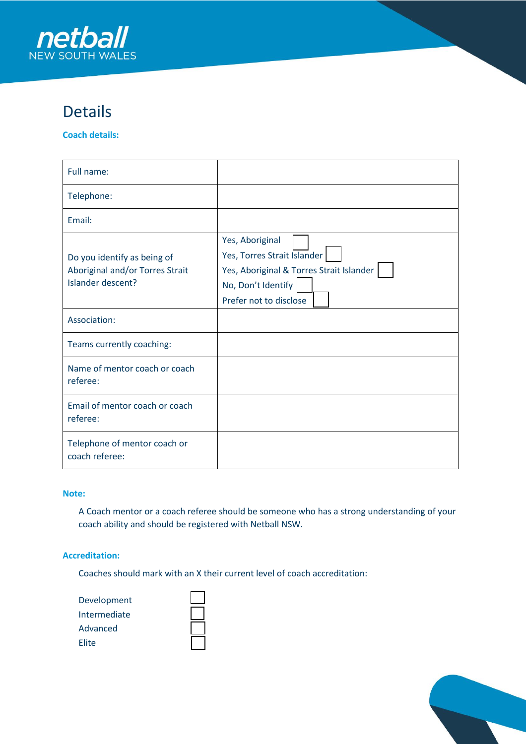# Details

**Coach details:**

| Full name: | |
|---|---|
| Telephone: | |
| Email: | |
| Do you identify as being of Aboriginal and/or Torres Strait Islander descent? | Yes, Aboriginal ☐<br>Yes, Torres Strait Islander ☐<br>Yes, Aboriginal & Torres Strait Islander ☐<br>No, Don't Identify ☐<br>Prefer not to disclose ☐ |
| Association: | |
| Teams currently coaching: | |
| Name of mentor coach or coach referee: | |
| Email of mentor coach or coach referee: | |
| Telephone of mentor coach or coach referee: | |

**Note:**

A Coach mentor or a coach referee should be someone who has a strong understanding of your coach ability and should be registered with Netball NSW.

**Accreditation:**

Coaches should mark with an X their current level of coach accreditation:

Development ☐
Intermediate ☐
Advanced ☐
Elite ☐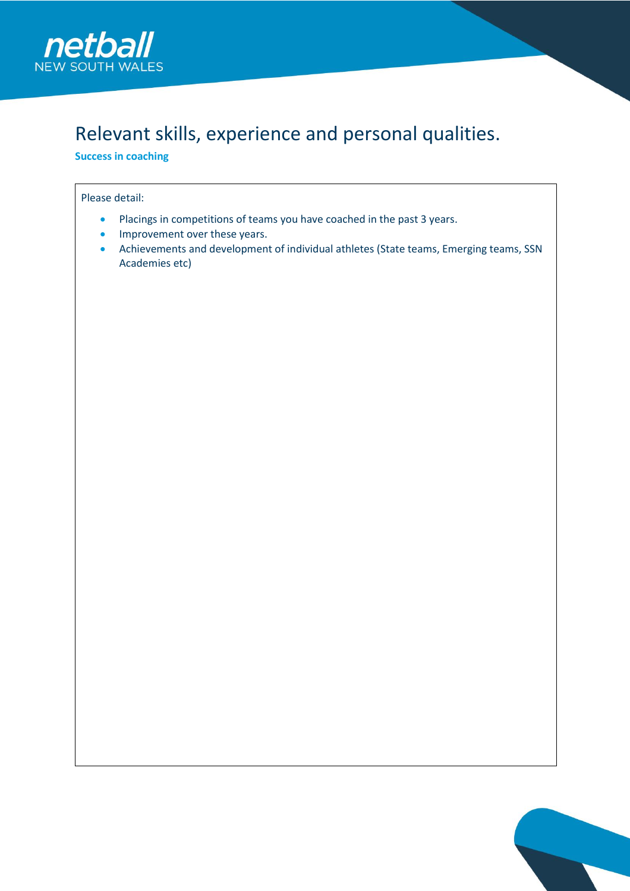# Relevant skills, experience and personal qualities.

**Success in coaching**

Please detail:

- Placings in competitions of teams you have coached in the past 3 years.
- Improvement over these years.
- Achievements and development of individual athletes (State teams, Emerging teams, SSN Academies etc)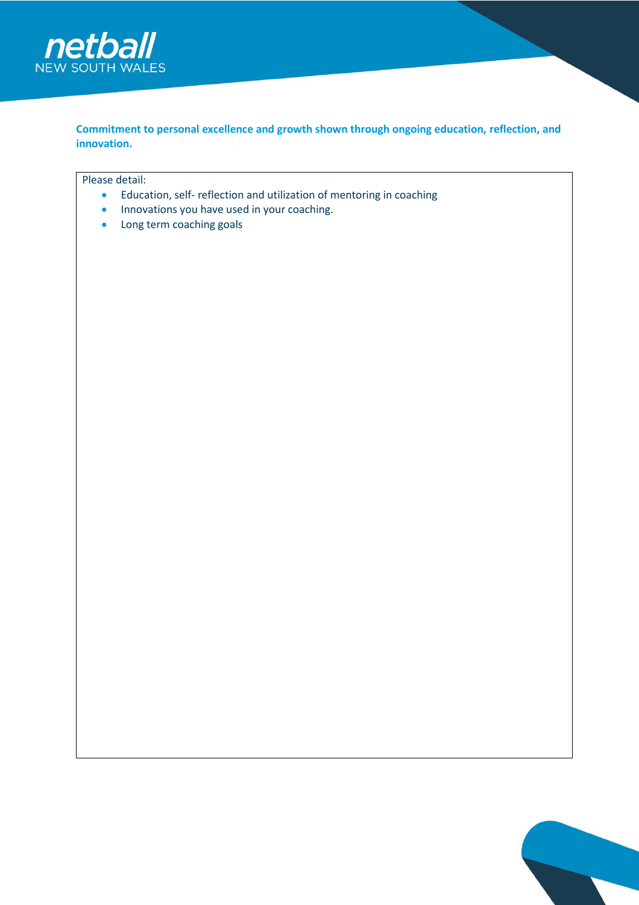**Commitment to personal excellence and growth shown through ongoing education, reflection, and innovation.**

Please detail:

- Education, self- reflection and utilization of mentoring in coaching
- Innovations you have used in your coaching.
- Long term coaching goals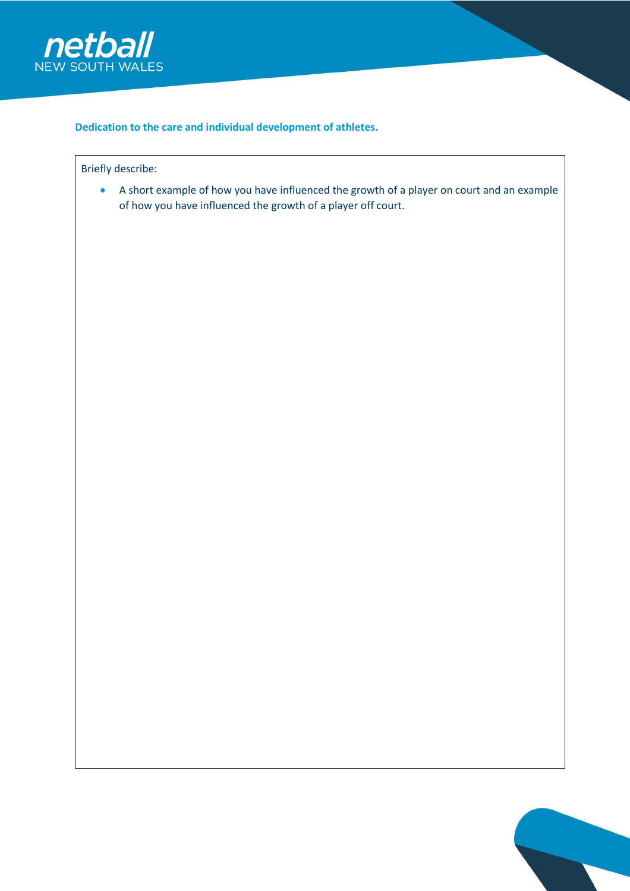**Dedication to the care and individual development of athletes.**

Briefly describe:

- A short example of how you have influenced the growth of a player on court and an example of how you have influenced the growth of a player off court.